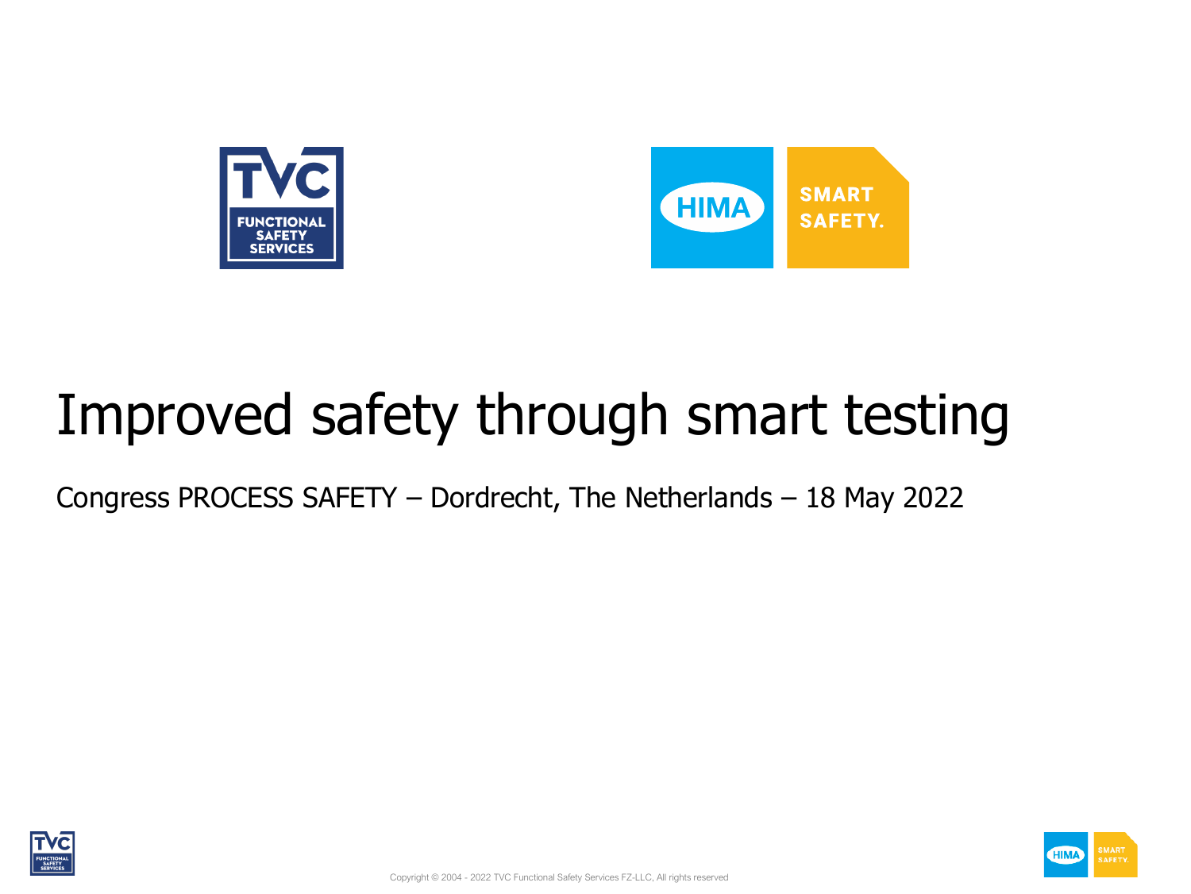# Improved safety through smart testing

Congress PROCESS SAFETY – Dordrecht, The Netherlands – 18 May 2022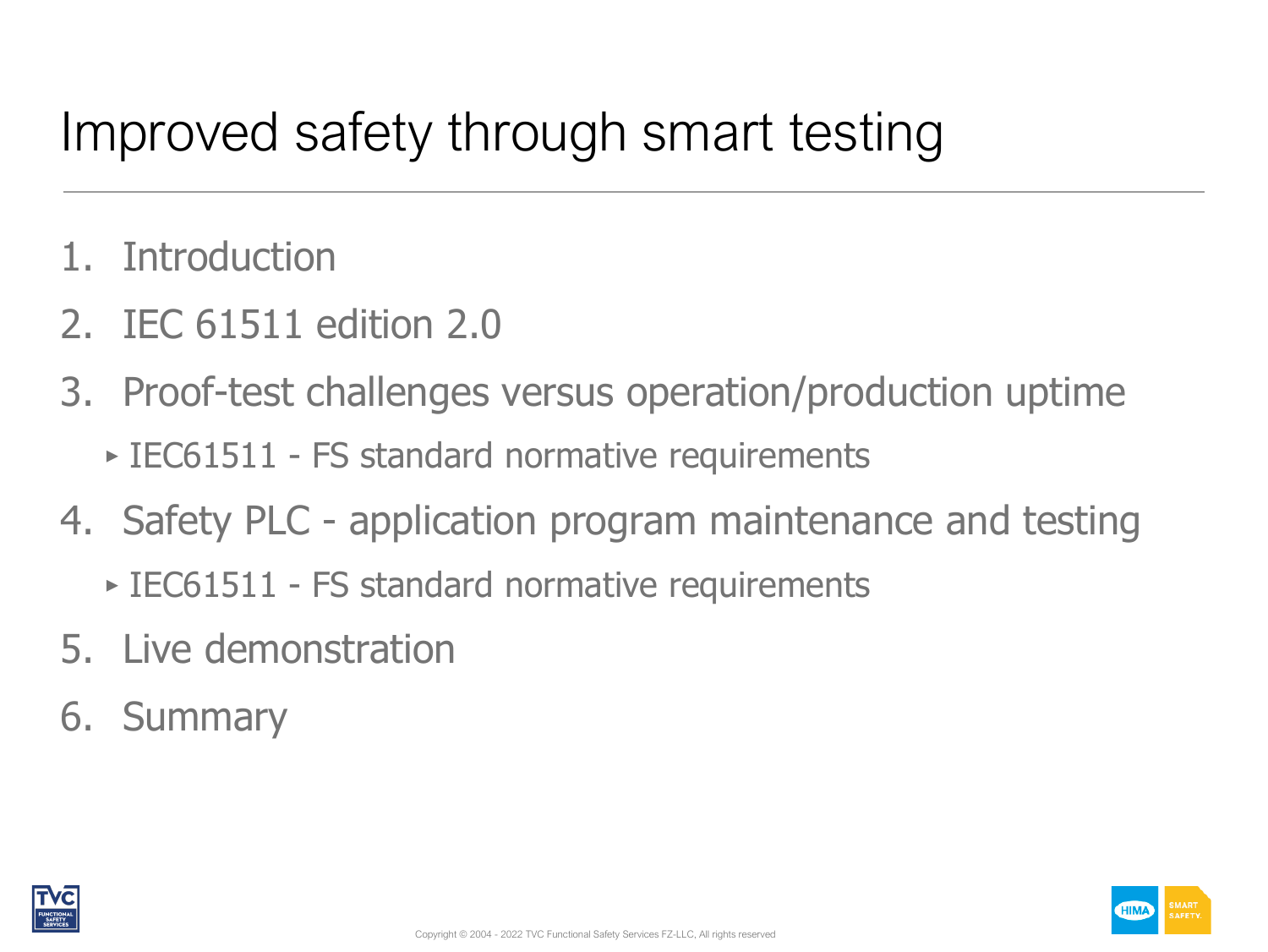# Improved safety through smart testing

1. Introduction
2. IEC 61511 edition 2.0
3. Proof-test challenges versus operation/production uptime
   - IEC61511 - FS standard normative requirements
4. Safety PLC - application program maintenance and testing
   - IEC61511 - FS standard normative requirements
5. Live demonstration
6. Summary

Copyright © 2004 - 2022 TVC Functional Safety Services FZ-LLC, All rights reserved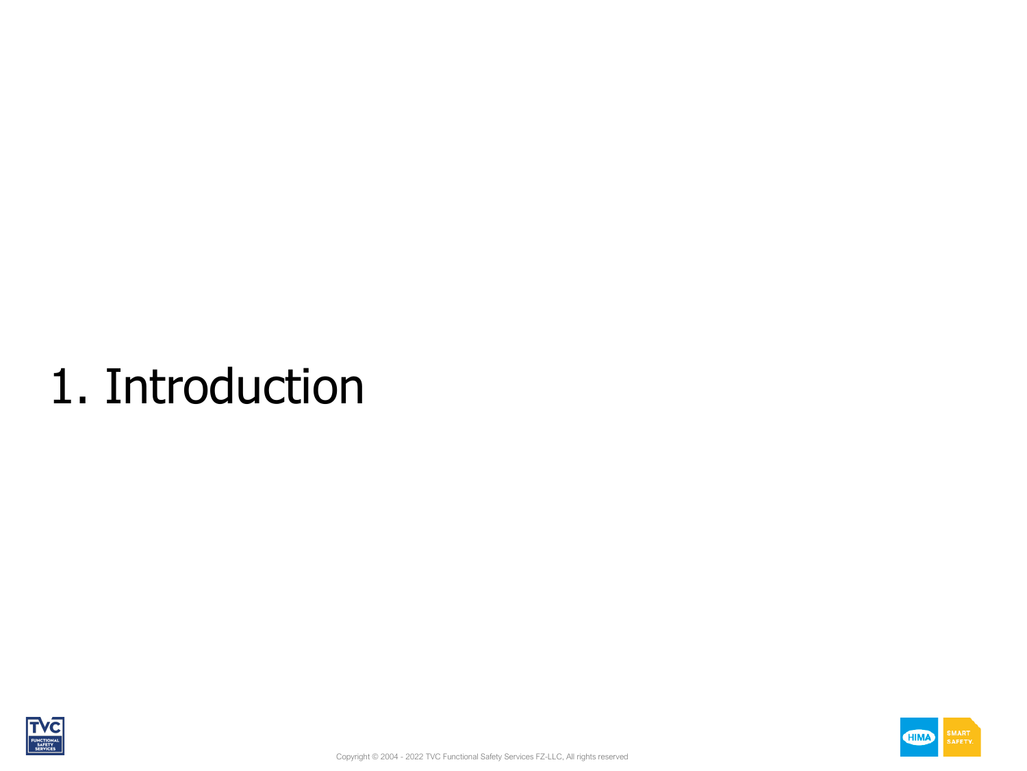# 1. Introduction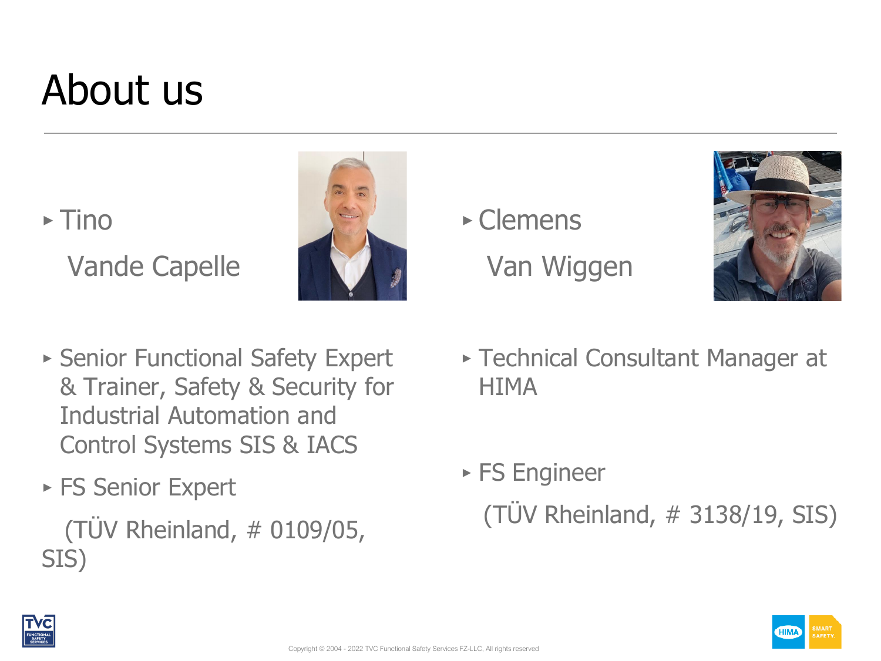# About us

- Tino

  Vande Capelle

- Senior Functional Safety Expert & Trainer, Safety & Security for Industrial Automation and Control Systems SIS & IACS
- FS Senior Expert

  (TÜV Rheinland, # 0109/05, SIS)

- Clemens

  Van Wiggen

- Technical Consultant Manager at HIMA
- FS Engineer

  (TÜV Rheinland, # 3138/19, SIS)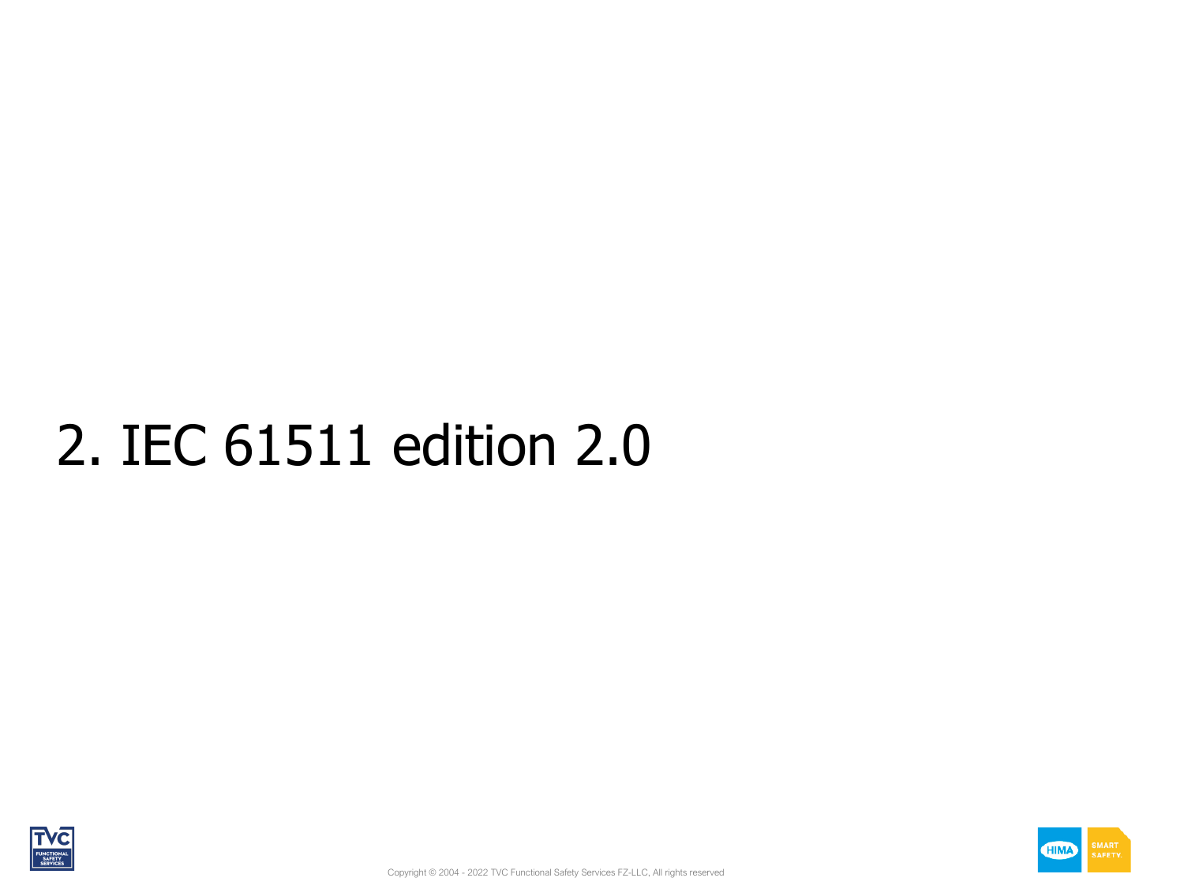# 2. IEC 61511 edition 2.0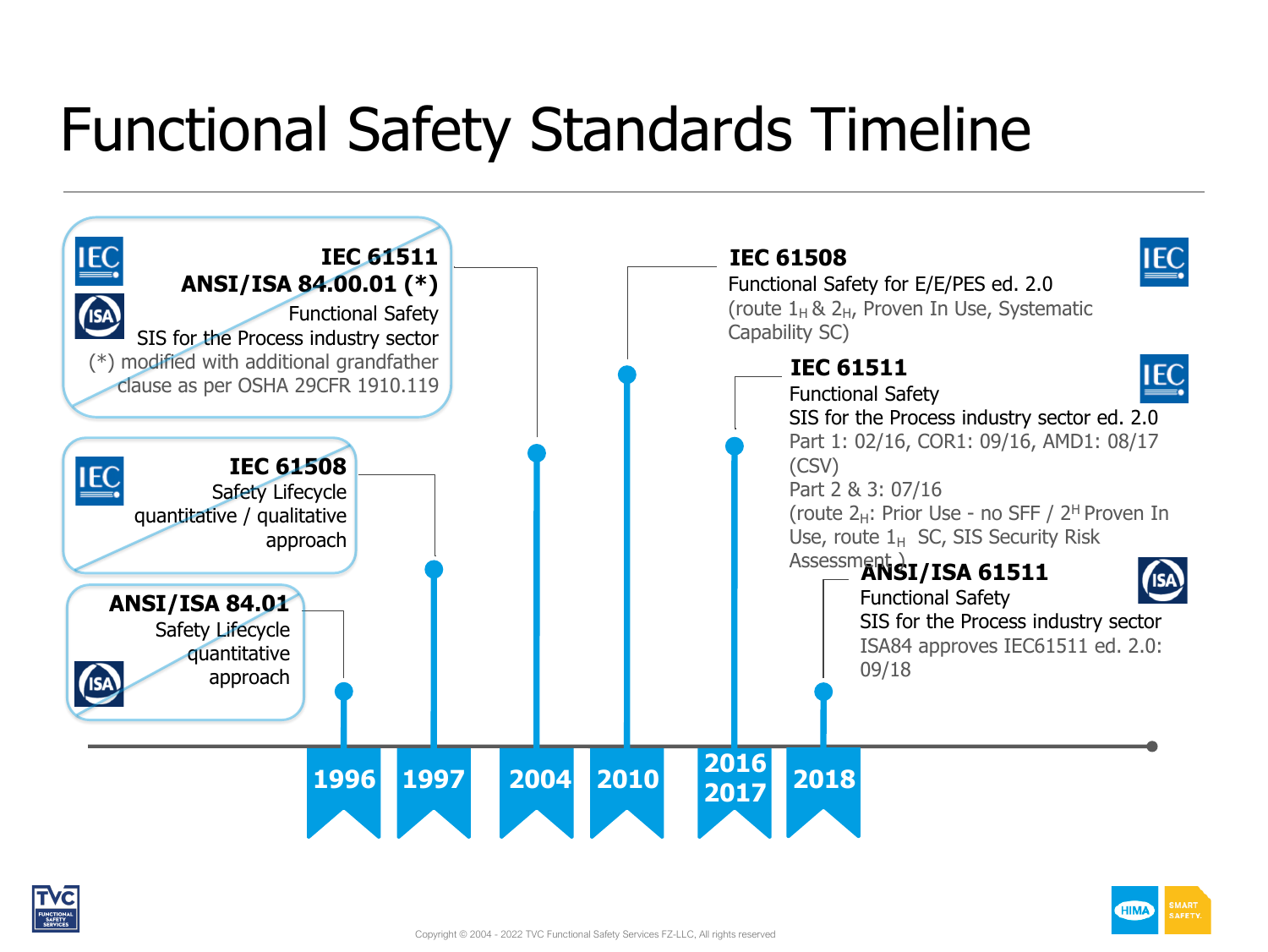# Functional Safety Standards Timeline

**1996**

**ANSI/ISA 84.01**
Safety Lifecycle
quantitative
approach

**1997**

**IEC 61508**
Safety Lifecycle
quantitative / qualitative
approach

**2004**

**IEC 61511**
**ANSI/ISA 84.00.01 (*)**
Functional Safety
SIS for the Process industry sector
(*) modified with additional grandfather clause as per OSHA 29CFR 1910.119

**2010**

**IEC 61508**
Functional Safety for E/E/PES ed. 2.0
(route $1_H$ & $2_H$, Proven In Use, Systematic Capability SC)

**2016 2017**

**IEC 61511**
Functional Safety
SIS for the Process industry sector ed. 2.0
Part 1: 02/16, COR1: 09/16, AMD1: 08/17 (CSV)
Part 2 & 3: 07/16
(route $2_H$: Prior Use - no SFF / $2^H$ Proven In Use, route $1_H$ SC, SIS Security Risk Assessment )

**2018**

**ANSI/ISA 61511**
Functional Safety
SIS for the Process industry sector
ISA84 approves IEC61511 ed. 2.0: 09/18

Copyright © 2004 - 2022 TVC Functional Safety Services FZ-LLC, All rights reserved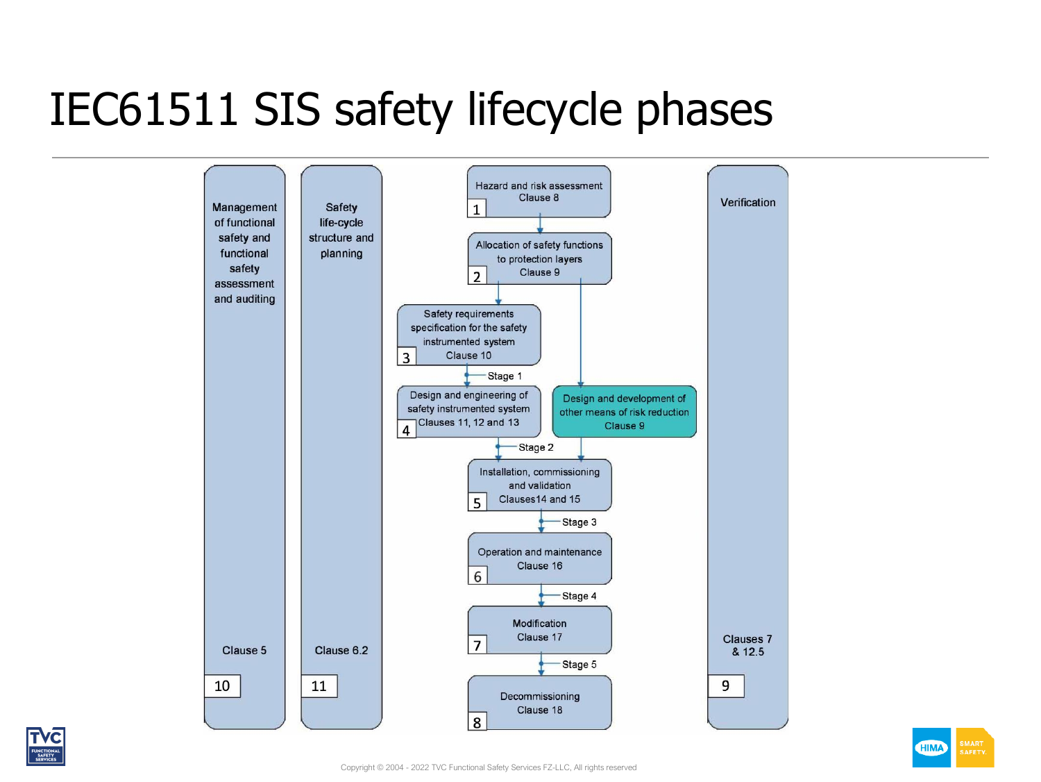# IEC61511 SIS safety lifecycle phases

**10 — Management of functional safety and functional safety assessment and auditing** (Clause 5)

**11 — Safety life-cycle structure and planning** (Clause 6.2)

1. Hazard and risk assessment — Clause 8
2. Allocation of safety functions to protection layers — Clause 9
3. Safety requirements specification for the safety instrumented system — Clause 10
   - Stage 1
4. Design and engineering of safety instrumented system — Clauses 11, 12 and 13
   - Design and development of other means of risk reduction — Clause 9
   - Stage 2
5. Installation, commissioning and validation — Clauses14 and 15
   - Stage 3
6. Operation and maintenance — Clause 16
   - Stage 4
7. Modification — Clause 17
   - Stage 5
8. Decommissioning — Clause 18

**9 — Verification** (Clauses 7 & 12.5)

Copyright © 2004 - 2022 TVC Functional Safety Services FZ-LLC, All rights reserved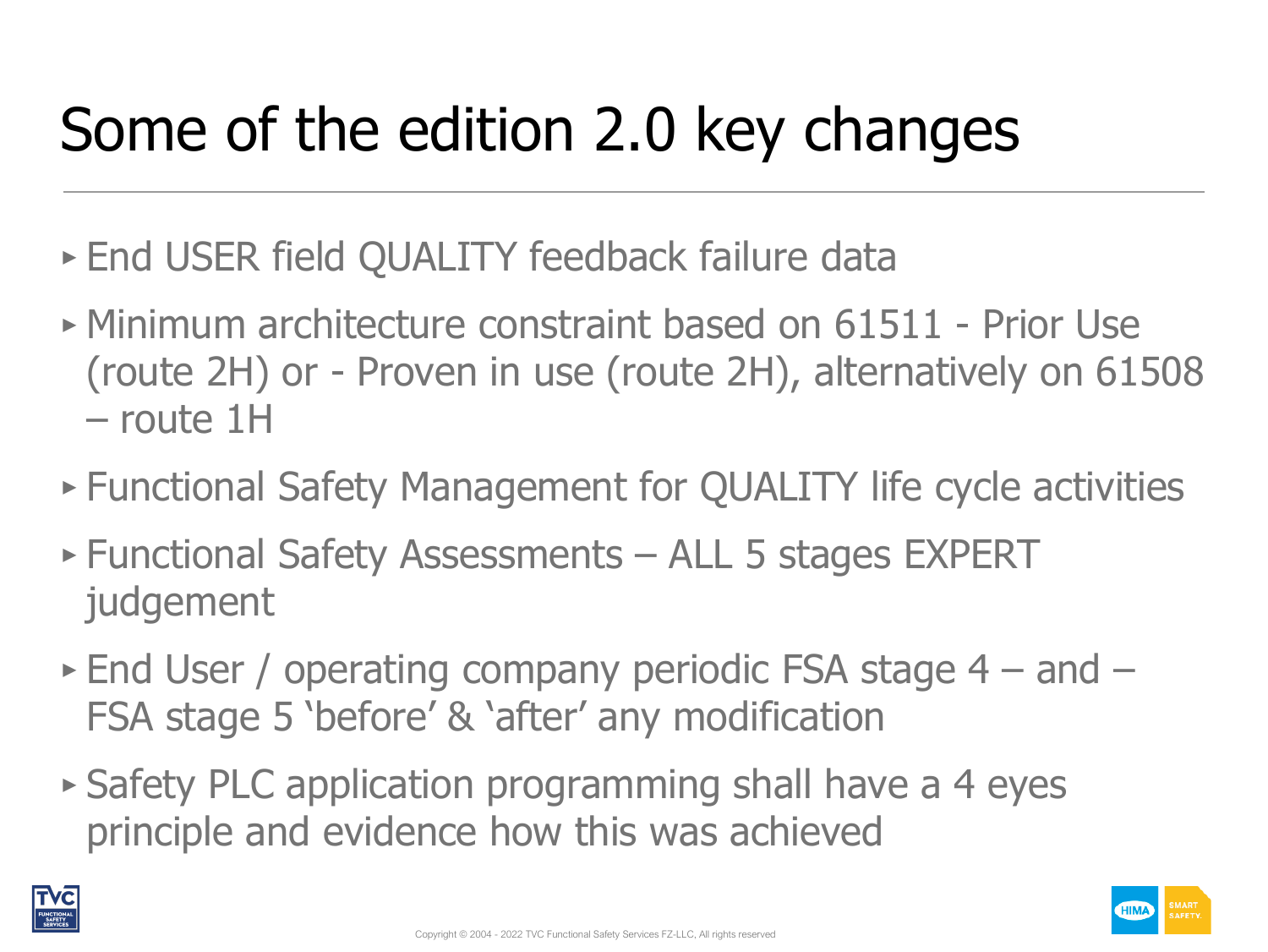# Some of the edition 2.0 key changes

- End USER field QUALITY feedback failure data
- Minimum architecture constraint based on 61511 - Prior Use (route 2H) or - Proven in use (route 2H), alternatively on 61508 – route 1H
- Functional Safety Management for QUALITY life cycle activities
- Functional Safety Assessments – ALL 5 stages EXPERT judgement
- End User / operating company periodic FSA stage 4 – and – FSA stage 5 'before' & 'after' any modification
- Safety PLC application programming shall have a 4 eyes principle and evidence how this was achieved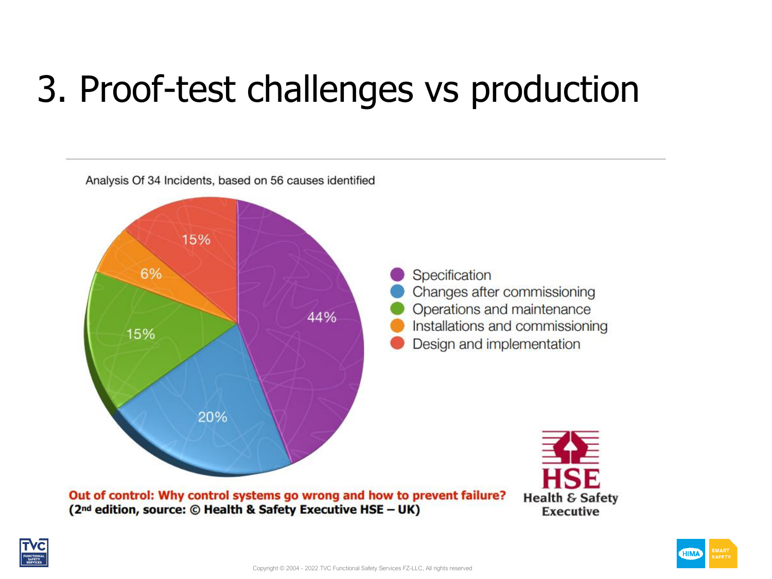# 3. Proof-test challenges vs production

Analysis Of 34 Incidents, based on 56 causes identified

- Specification: 44%
- Changes after commissioning: 20%
- Operations and maintenance: 15%
- Installations and commissioning: 6%
- Design and implementation: 15%

**Out of control: Why control systems go wrong and how to prevent failure?**
**(2nd edition, source: © Health & Safety Executive HSE – UK)**

HSE
Health & Safety Executive

Copyright © 2004 - 2022 TVC Functional Safety Services FZ-LLC, All rights reserved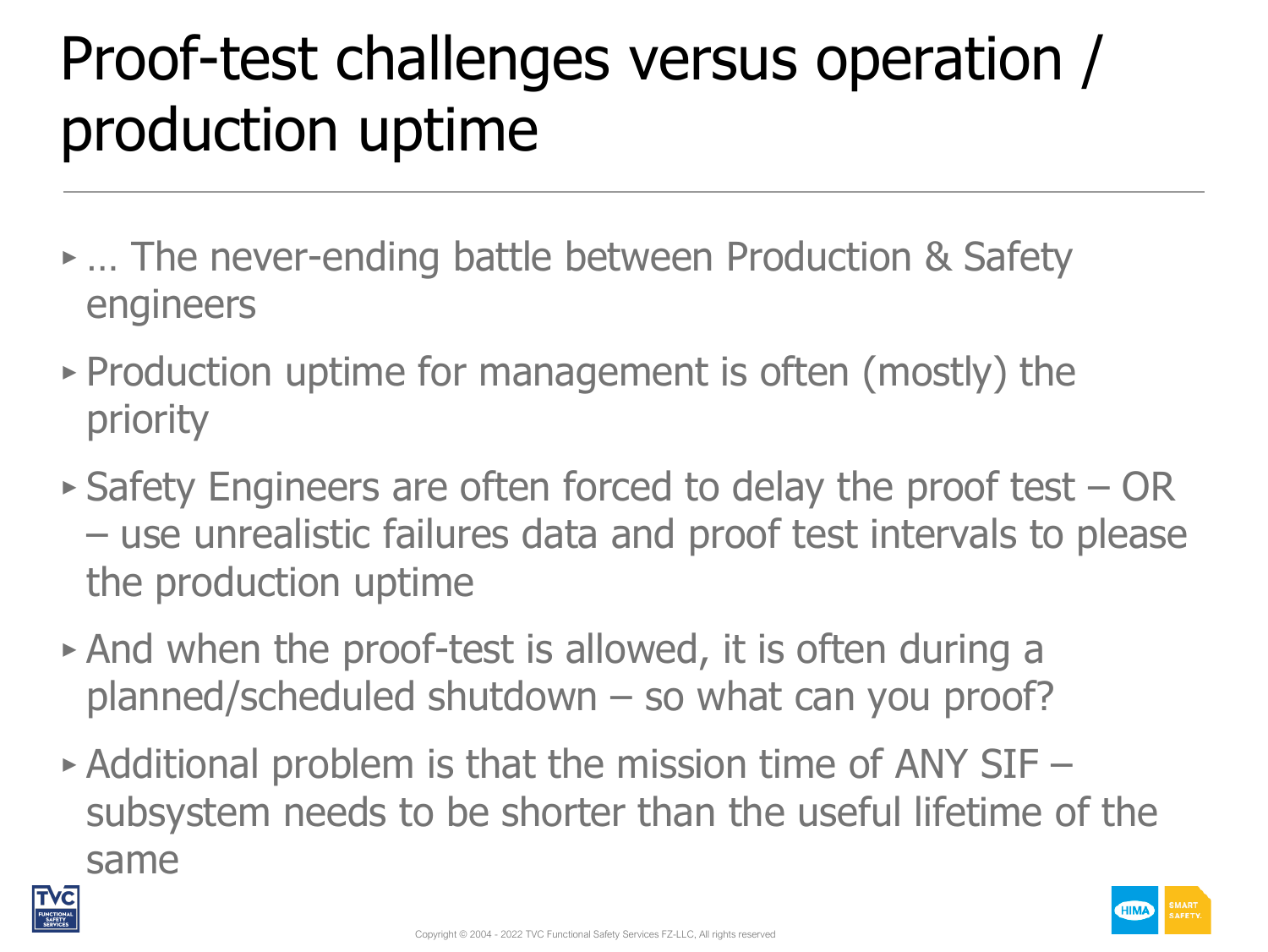# Proof-test challenges versus operation / production uptime

- … The never-ending battle between Production & Safety engineers
- Production uptime for management is often (mostly) the priority
- Safety Engineers are often forced to delay the proof test – OR – use unrealistic failures data and proof test intervals to please the production uptime
- And when the proof-test is allowed, it is often during a planned/scheduled shutdown – so what can you proof?
- Additional problem is that the mission time of ANY SIF – subsystem needs to be shorter than the useful lifetime of the same

Copyright © 2004 - 2022 TVC Functional Safety Services FZ-LLC, All rights reserved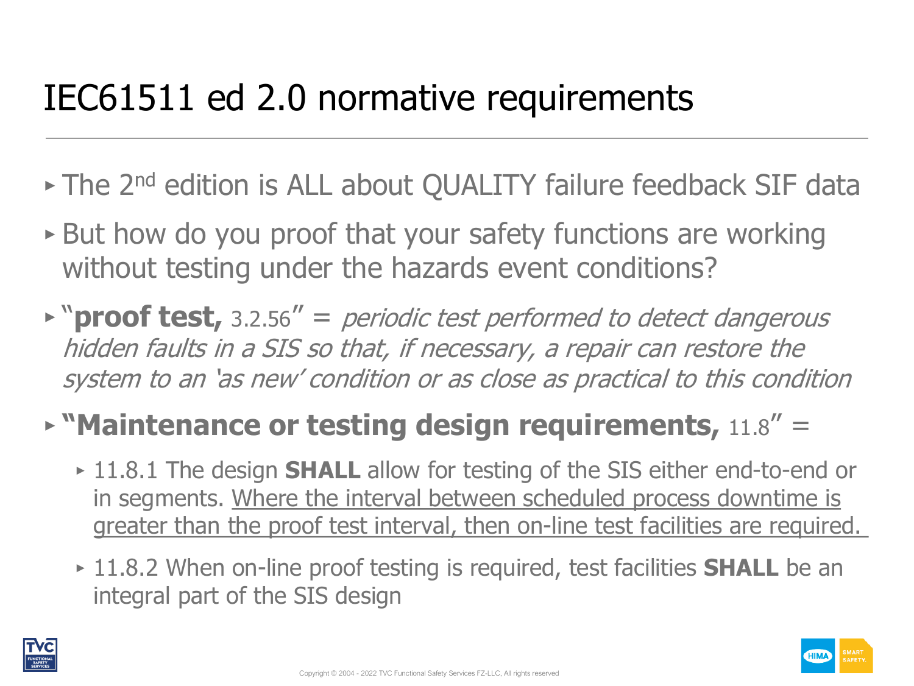# IEC61511 ed 2.0 normative requirements

- The 2nd edition is ALL about QUALITY failure feedback SIF data
- But how do you proof that your safety functions are working without testing under the hazards event conditions?
- "**proof test,** 3.2.56" = *periodic test performed to detect dangerous hidden faults in a SIS so that, if necessary, a repair can restore the system to an 'as new' condition or as close as practical to this condition*
- **"Maintenance or testing design requirements,** 11.8" =
  - 11.8.1 The design **SHALL** allow for testing of the SIS either end-to-end or in segments. <u>Where the interval between scheduled process downtime is greater than the proof test interval, then on-line test facilities are required.</u>
  - 11.8.2 When on-line proof testing is required, test facilities **SHALL** be an integral part of the SIS design

Copyright © 2004 - 2022 TVC Functional Safety Services FZ-LLC, All rights reserved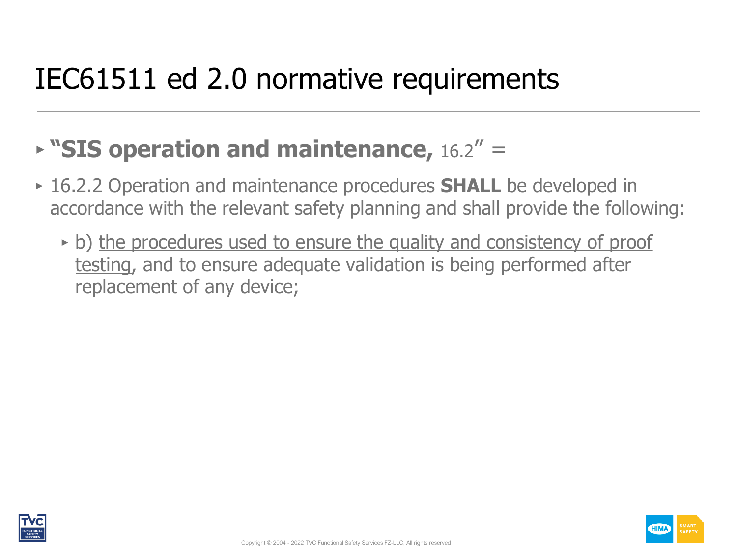# IEC61511 ed 2.0 normative requirements

- **"SIS operation and maintenance,** 16.2" =
- 16.2.2 Operation and maintenance procedures **SHALL** be developed in accordance with the relevant safety planning and shall provide the following:
  - b) <u>the procedures used to ensure the quality and consistency of proof testing</u>, and to ensure adequate validation is being performed after replacement of any device;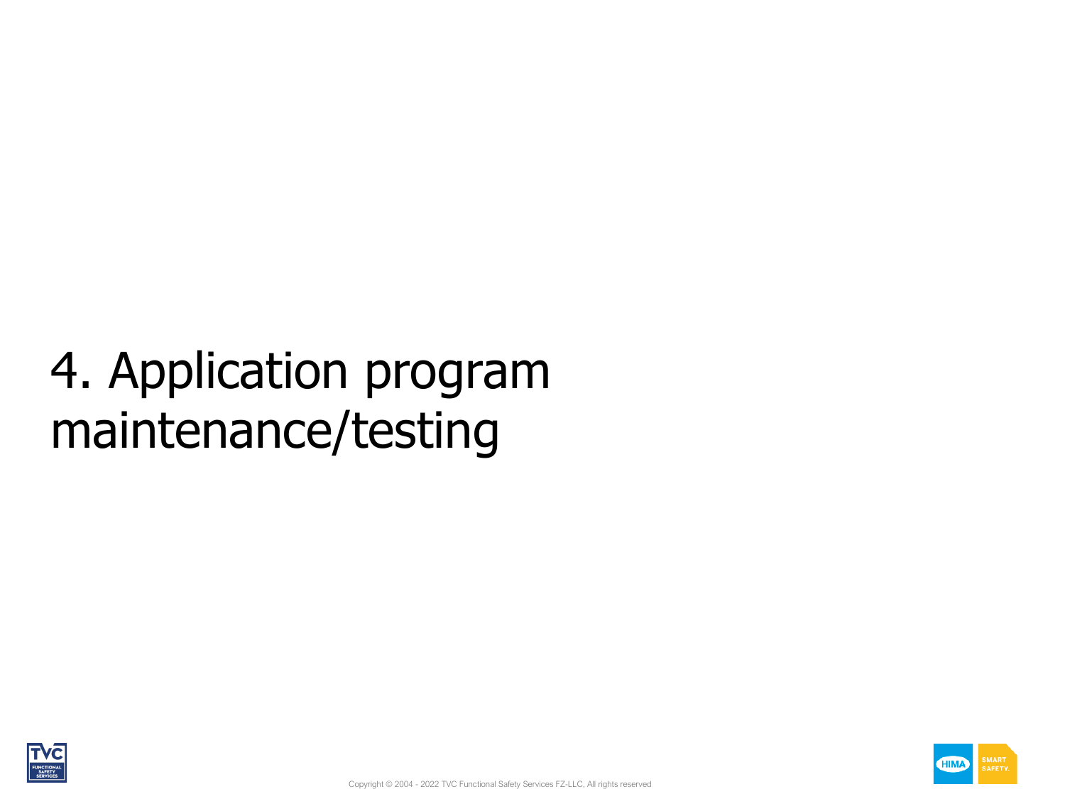# 4. Application program maintenance/testing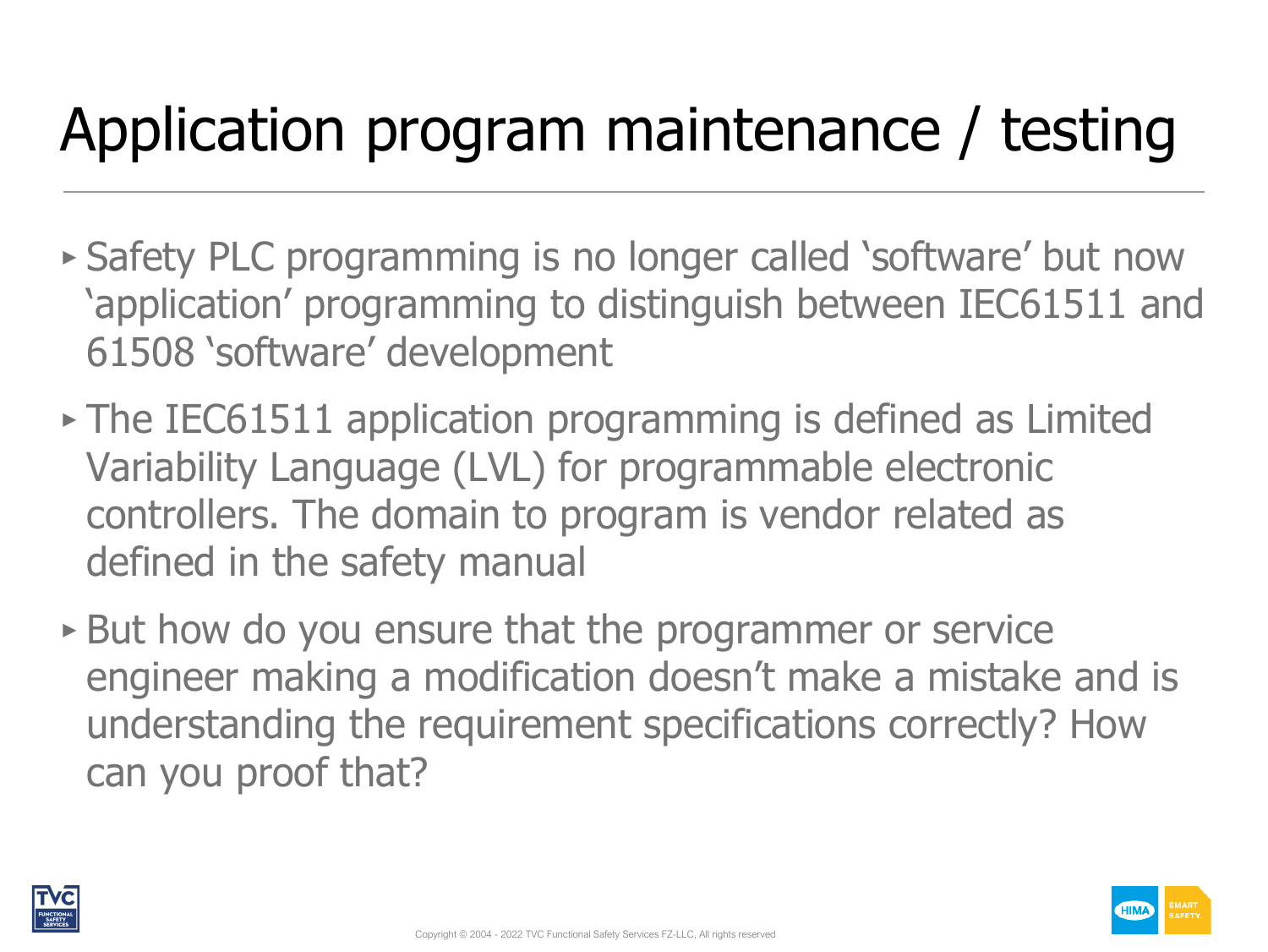# Application program maintenance / testing

- Safety PLC programming is no longer called 'software' but now 'application' programming to distinguish between IEC61511 and 61508 'software' development
- The IEC61511 application programming is defined as Limited Variability Language (LVL) for programmable electronic controllers. The domain to program is vendor related as defined in the safety manual
- But how do you ensure that the programmer or service engineer making a modification doesn't make a mistake and is understanding the requirement specifications correctly? How can you proof that?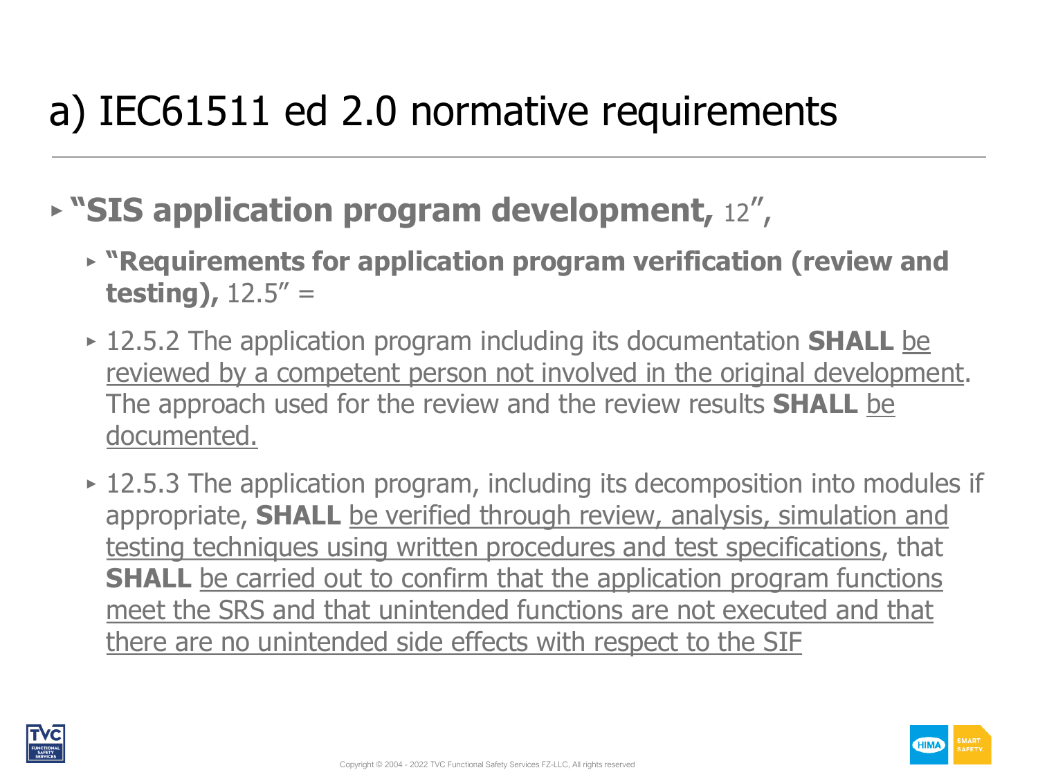# a) IEC61511 ed 2.0 normative requirements

- **"SIS application program development,** 12",
  - **"Requirements for application program verification (review and testing),** 12.5" =
  - 12.5.2 The application program including its documentation **SHALL** be reviewed by a competent person not involved in the original development. The approach used for the review and the review results **SHALL** be documented.
  - 12.5.3 The application program, including its decomposition into modules if appropriate, **SHALL** be verified through review, analysis, simulation and testing techniques using written procedures and test specifications, that **SHALL** be carried out to confirm that the application program functions meet the SRS and that unintended functions are not executed and that there are no unintended side effects with respect to the SIF

Copyright © 2004 - 2022 TVC Functional Safety Services FZ-LLC, All rights reserved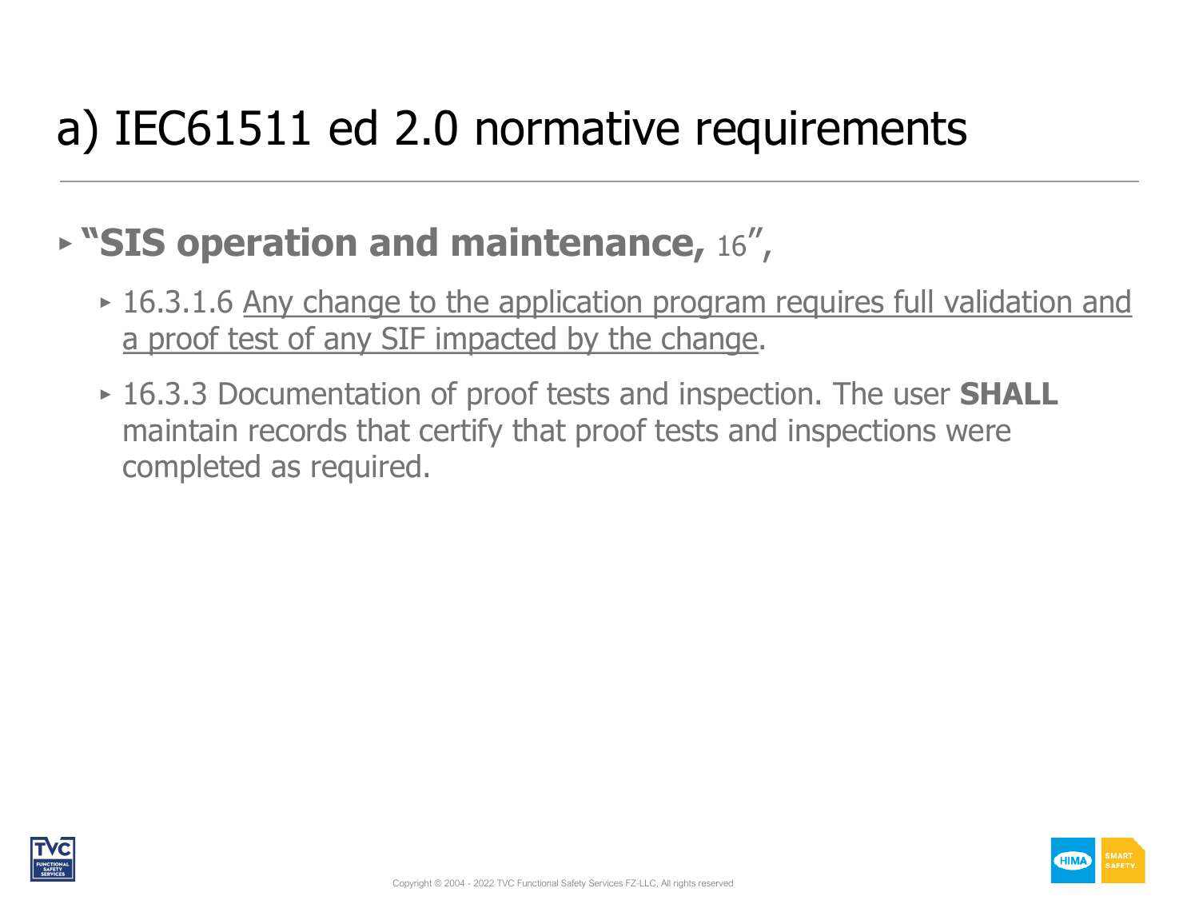# a) IEC61511 ed 2.0 normative requirements

- **"SIS operation and maintenance,** 16",
  - 16.3.1.6 <u>Any change to the application program requires full validation and a proof test of any SIF impacted by the change</u>.
  - 16.3.3 Documentation of proof tests and inspection. The user **SHALL** maintain records that certify that proof tests and inspections were completed as required.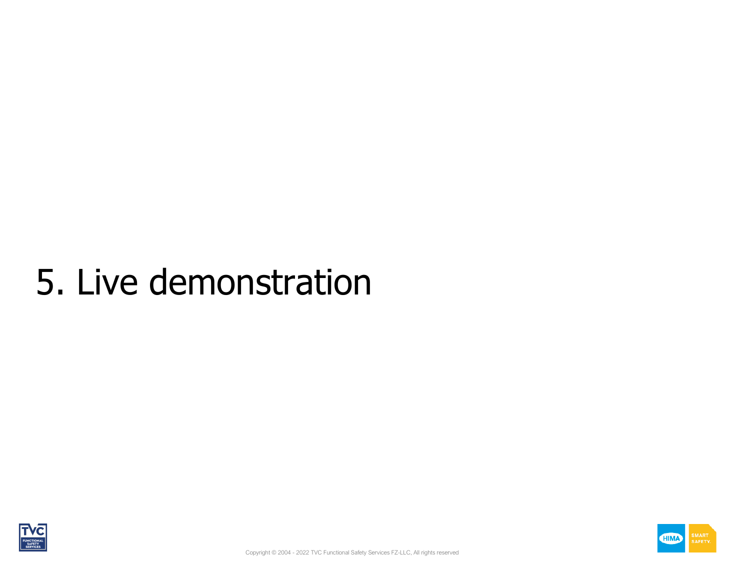# 5. Live demonstration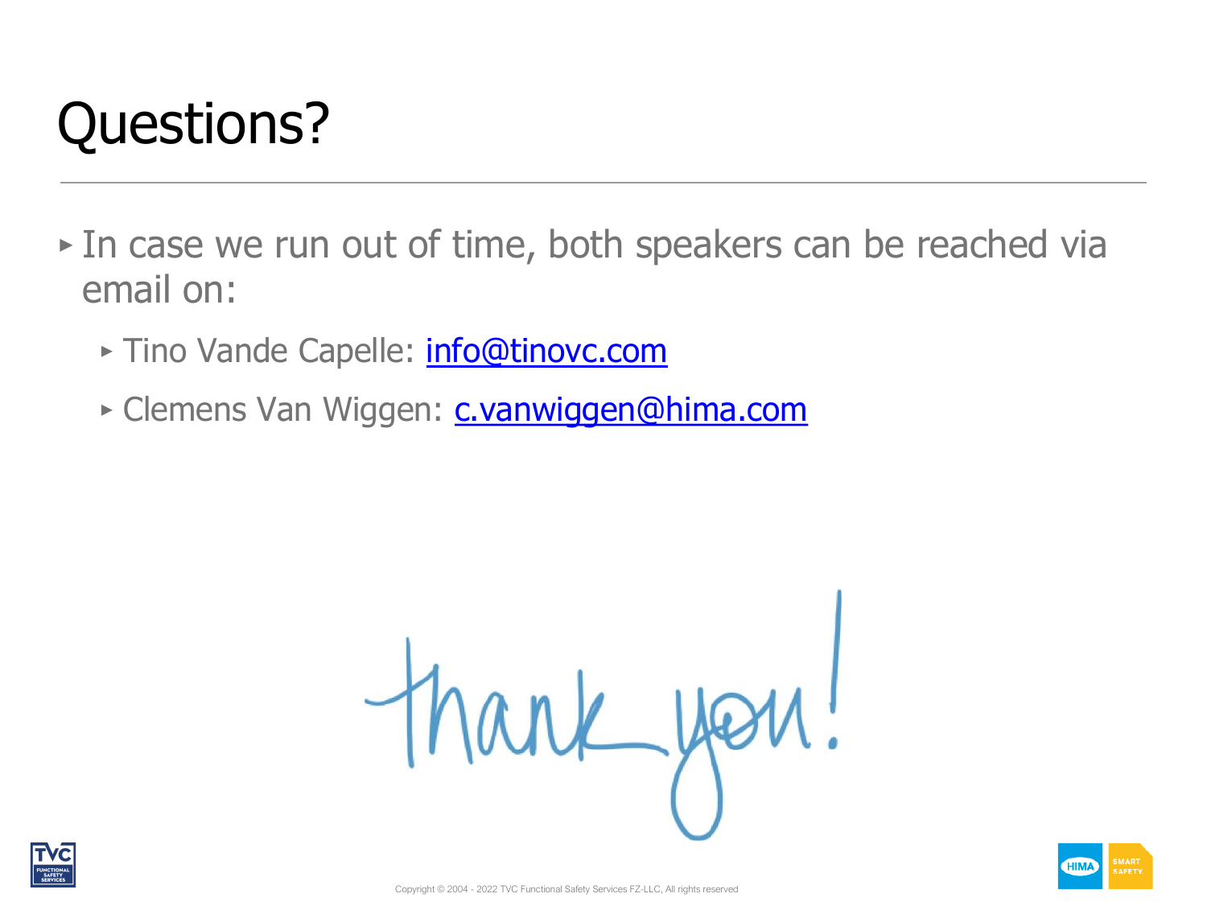# Questions?

- In case we run out of time, both speakers can be reached via email on:
  - Tino Vande Capelle: info@tinovc.com
  - Clemens Van Wiggen: c.vanwiggen@hima.com

thank you!

Copyright © 2004 - 2022 TVC Functional Safety Services FZ-LLC, All rights reserved